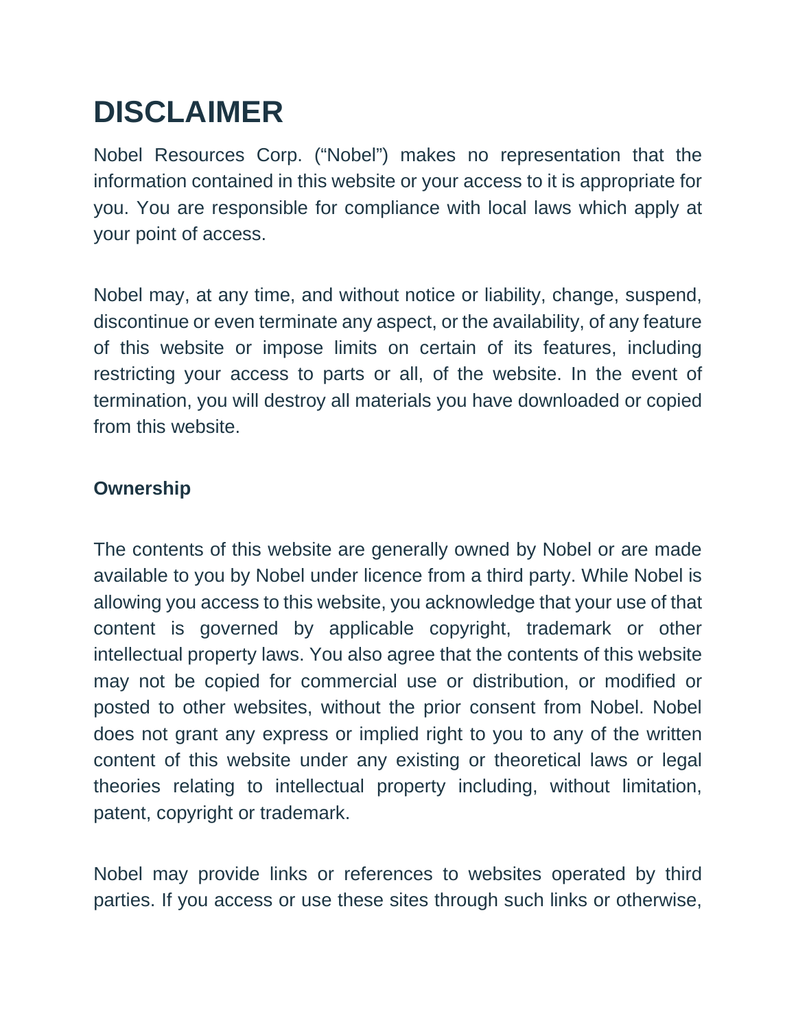# DISCLAIMER

Nobel Resources Corp. ("Nobel") makes no representation that the information contained in this website or your access to it is appropriate for you. You are responsible for compliance with local laws which apply at your point of access.

Nobel may, at any time, and without notice or liability, change, suspend, discontinue or even terminate any aspect, or the availability, of any feature of this website or impose limits on certain of its features, including restricting your access to parts or all, of the website. In the event of termination, you will destroy all materials you have downloaded or copied from this website.

**Ownership**

The contents of this website are generally owned by Nobel or are made available to you by Nobel under licence from a third party. While Nobel is allowing you access to this website, you acknowledge that your use of that content is governed by applicable copyright, trademark or other intellectual property laws. You also agree that the contents of this website may not be copied for commercial use or distribution, or modified or posted to other websites, without the prior consent from Nobel. Nobel does not grant any express or implied right to you to any of the written content of this website under any existing or theoretical laws or legal theories relating to intellectual property including, without limitation, patent, copyright or trademark.

Nobel may provide links or references to websites operated by third parties. If you access or use these sites through such links or otherwise,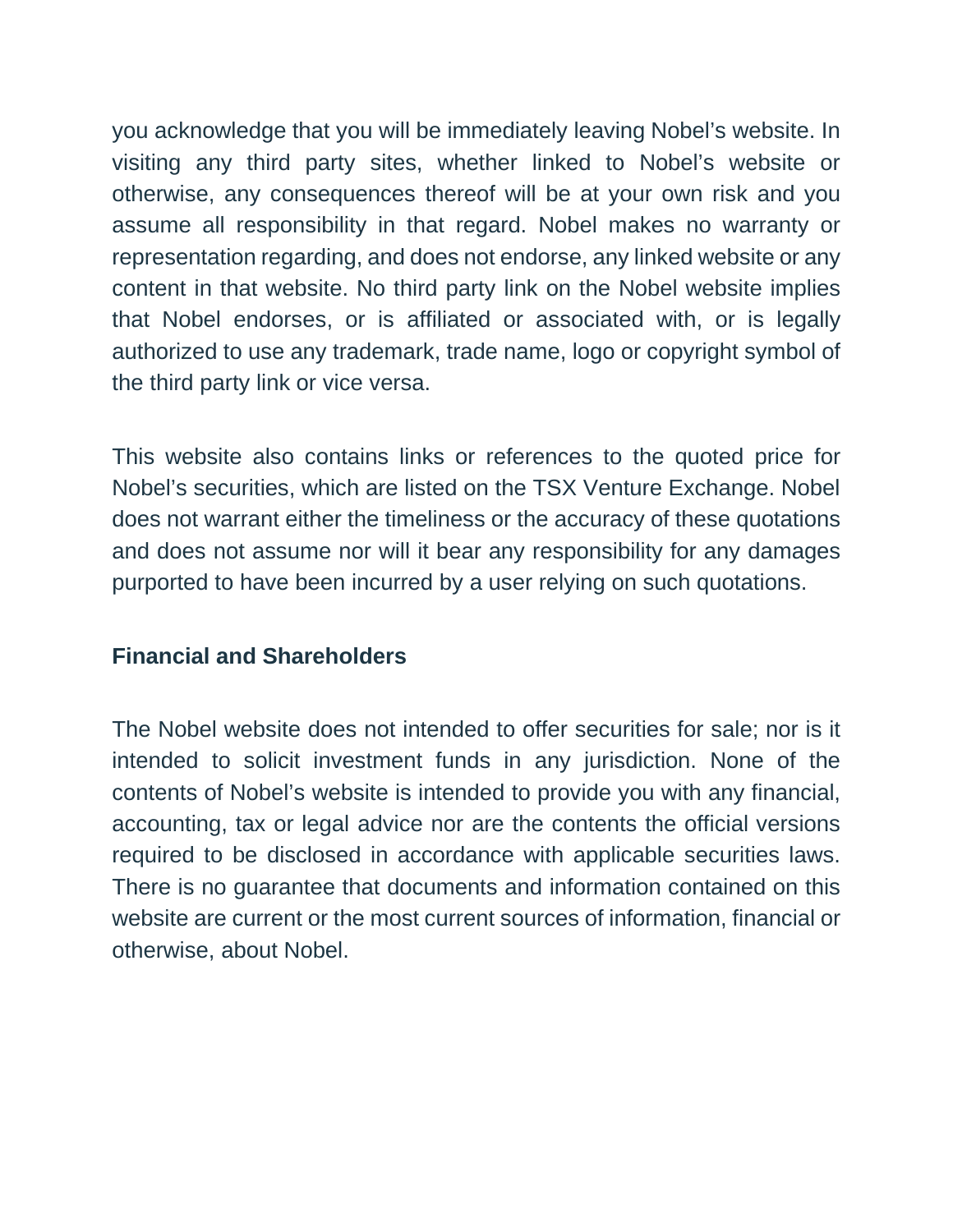you acknowledge that you will be immediately leaving Nobel's website. In visiting any third party sites, whether linked to Nobel's website or otherwise, any consequences thereof will be at your own risk and you assume all responsibility in that regard. Nobel makes no warranty or representation regarding, and does not endorse, any linked website or any content in that website. No third party link on the Nobel website implies that Nobel endorses, or is affiliated or associated with, or is legally authorized to use any trademark, trade name, logo or copyright symbol of the third party link or vice versa.

This website also contains links or references to the quoted price for Nobel's securities, which are listed on the TSX Venture Exchange. Nobel does not warrant either the timeliness or the accuracy of these quotations and does not assume nor will it bear any responsibility for any damages purported to have been incurred by a user relying on such quotations.

**Financial and Shareholders**

The Nobel website does not intended to offer securities for sale; nor is it intended to solicit investment funds in any jurisdiction. None of the contents of Nobel's website is intended to provide you with any financial, accounting, tax or legal advice nor are the contents the official versions required to be disclosed in accordance with applicable securities laws. There is no guarantee that documents and information contained on this website are current or the most current sources of information, financial or otherwise, about Nobel.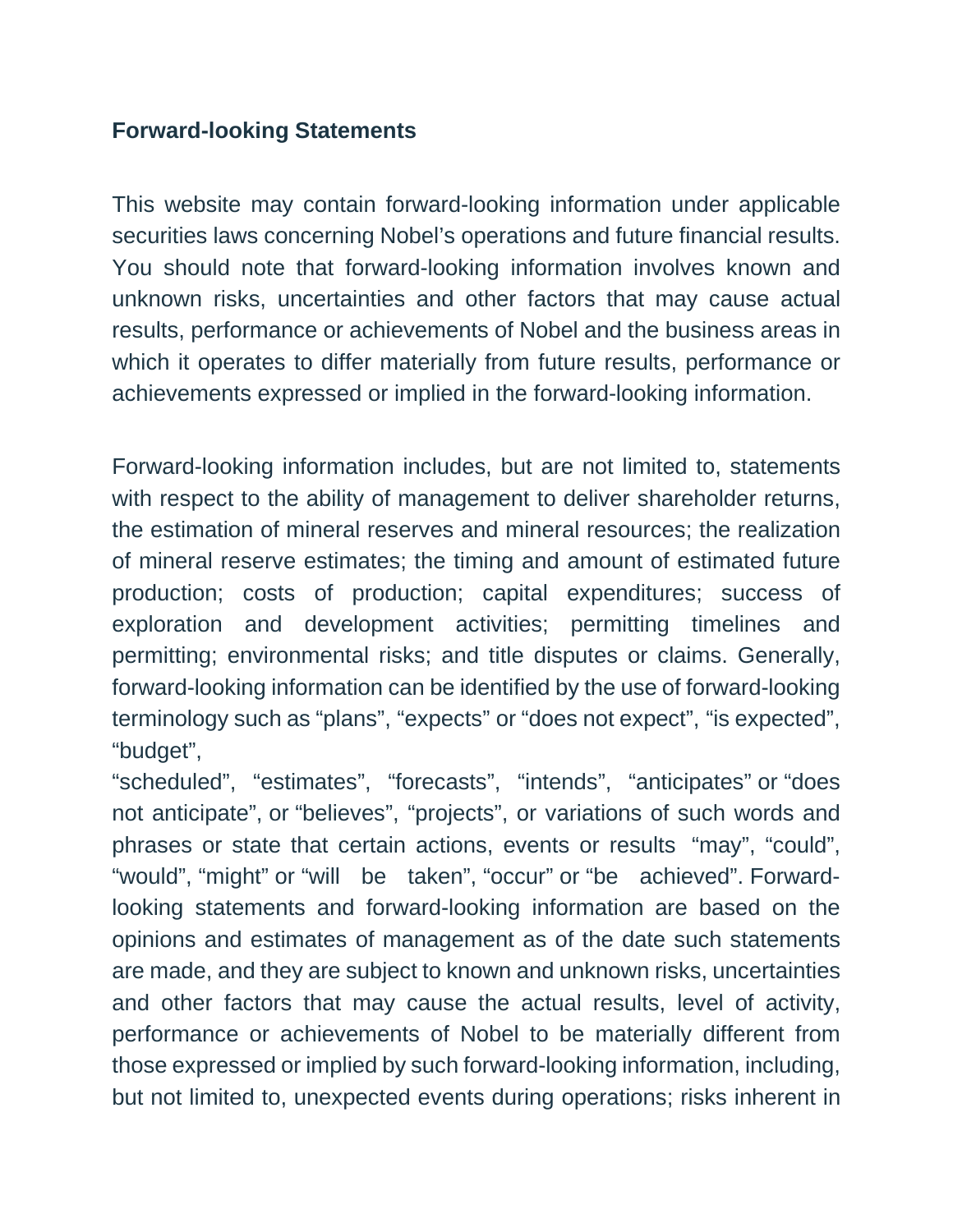**Forward-looking Statements**

This website may contain forward-looking information under applicable securities laws concerning Nobel's operations and future financial results. You should note that forward-looking information involves known and unknown risks, uncertainties and other factors that may cause actual results, performance or achievements of Nobel and the business areas in which it operates to differ materially from future results, performance or achievements expressed or implied in the forward-looking information.

Forward-looking information includes, but are not limited to, statements with respect to the ability of management to deliver shareholder returns, the estimation of mineral reserves and mineral resources; the realization of mineral reserve estimates; the timing and amount of estimated future production; costs of production; capital expenditures; success of exploration and development activities; permitting timelines and permitting; environmental risks; and title disputes or claims. Generally, forward-looking information can be identified by the use of forward-looking terminology such as "plans", "expects" or "does not expect", "is expected", "budget",
"scheduled", "estimates", "forecasts", "intends", "anticipates" or "does not anticipate", or "believes", "projects", or variations of such words and phrases or state that certain actions, events or results "may", "could", "would", "might" or "will be taken", "occur" or "be achieved". Forward-looking statements and forward-looking information are based on the opinions and estimates of management as of the date such statements are made, and they are subject to known and unknown risks, uncertainties and other factors that may cause the actual results, level of activity, performance or achievements of Nobel to be materially different from those expressed or implied by such forward-looking information, including, but not limited to, unexpected events during operations; risks inherent in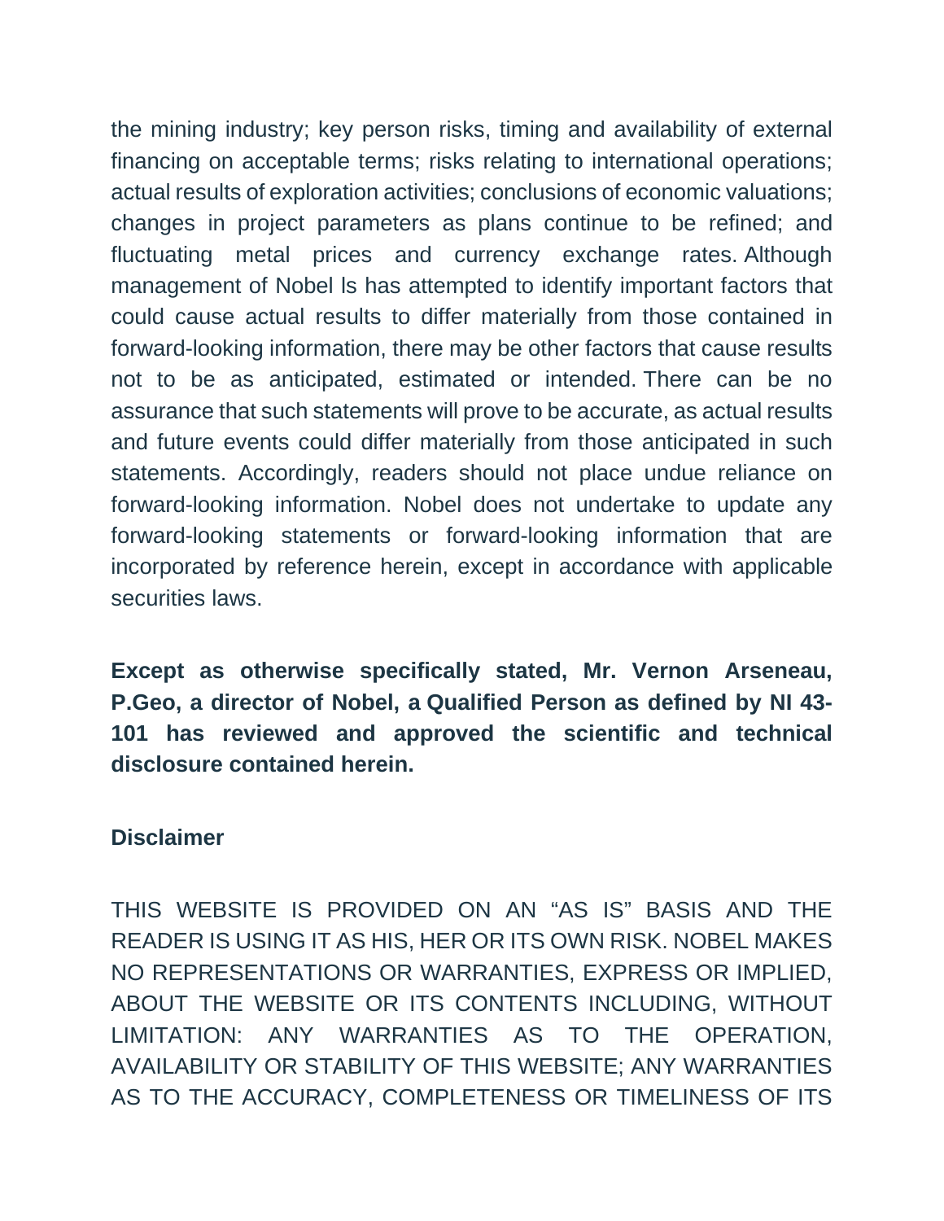the mining industry; key person risks, timing and availability of external financing on acceptable terms; risks relating to international operations; actual results of exploration activities; conclusions of economic valuations; changes in project parameters as plans continue to be refined; and fluctuating metal prices and currency exchange rates. Although management of Nobel ls has attempted to identify important factors that could cause actual results to differ materially from those contained in forward-looking information, there may be other factors that cause results not to be as anticipated, estimated or intended. There can be no assurance that such statements will prove to be accurate, as actual results and future events could differ materially from those anticipated in such statements. Accordingly, readers should not place undue reliance on forward-looking information. Nobel does not undertake to update any forward-looking statements or forward-looking information that are incorporated by reference herein, except in accordance with applicable securities laws.

**Except as otherwise specifically stated, Mr. Vernon Arseneau, P.Geo, a director of Nobel, a Qualified Person as defined by NI 43-101 has reviewed and approved the scientific and technical disclosure contained herein.**

**Disclaimer**

THIS WEBSITE IS PROVIDED ON AN "AS IS" BASIS AND THE READER IS USING IT AS HIS, HER OR ITS OWN RISK. NOBEL MAKES NO REPRESENTATIONS OR WARRANTIES, EXPRESS OR IMPLIED, ABOUT THE WEBSITE OR ITS CONTENTS INCLUDING, WITHOUT LIMITATION: ANY WARRANTIES AS TO THE OPERATION, AVAILABILITY OR STABILITY OF THIS WEBSITE; ANY WARRANTIES AS TO THE ACCURACY, COMPLETENESS OR TIMELINESS OF ITS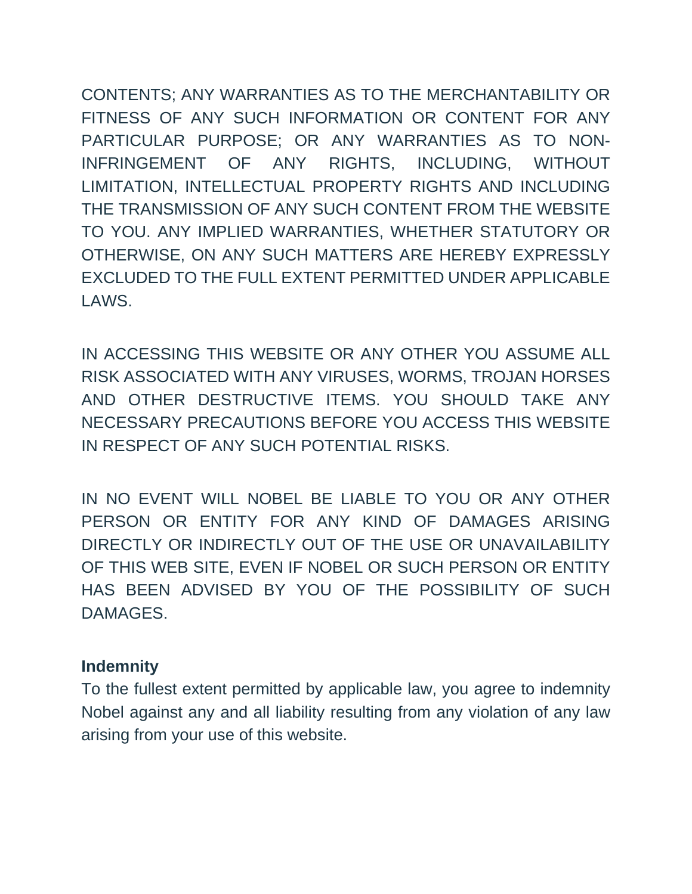CONTENTS; ANY WARRANTIES AS TO THE MERCHANTABILITY OR FITNESS OF ANY SUCH INFORMATION OR CONTENT FOR ANY PARTICULAR PURPOSE; OR ANY WARRANTIES AS TO NON-INFRINGEMENT OF ANY RIGHTS, INCLUDING, WITHOUT LIMITATION, INTELLECTUAL PROPERTY RIGHTS AND INCLUDING THE TRANSMISSION OF ANY SUCH CONTENT FROM THE WEBSITE TO YOU. ANY IMPLIED WARRANTIES, WHETHER STATUTORY OR OTHERWISE, ON ANY SUCH MATTERS ARE HEREBY EXPRESSLY EXCLUDED TO THE FULL EXTENT PERMITTED UNDER APPLICABLE LAWS.

IN ACCESSING THIS WEBSITE OR ANY OTHER YOU ASSUME ALL RISK ASSOCIATED WITH ANY VIRUSES, WORMS, TROJAN HORSES AND OTHER DESTRUCTIVE ITEMS. YOU SHOULD TAKE ANY NECESSARY PRECAUTIONS BEFORE YOU ACCESS THIS WEBSITE IN RESPECT OF ANY SUCH POTENTIAL RISKS.

IN NO EVENT WILL NOBEL BE LIABLE TO YOU OR ANY OTHER PERSON OR ENTITY FOR ANY KIND OF DAMAGES ARISING DIRECTLY OR INDIRECTLY OUT OF THE USE OR UNAVAILABILITY OF THIS WEB SITE, EVEN IF NOBEL OR SUCH PERSON OR ENTITY HAS BEEN ADVISED BY YOU OF THE POSSIBILITY OF SUCH DAMAGES.

**Indemnity**

To the fullest extent permitted by applicable law, you agree to indemnity Nobel against any and all liability resulting from any violation of any law arising from your use of this website.